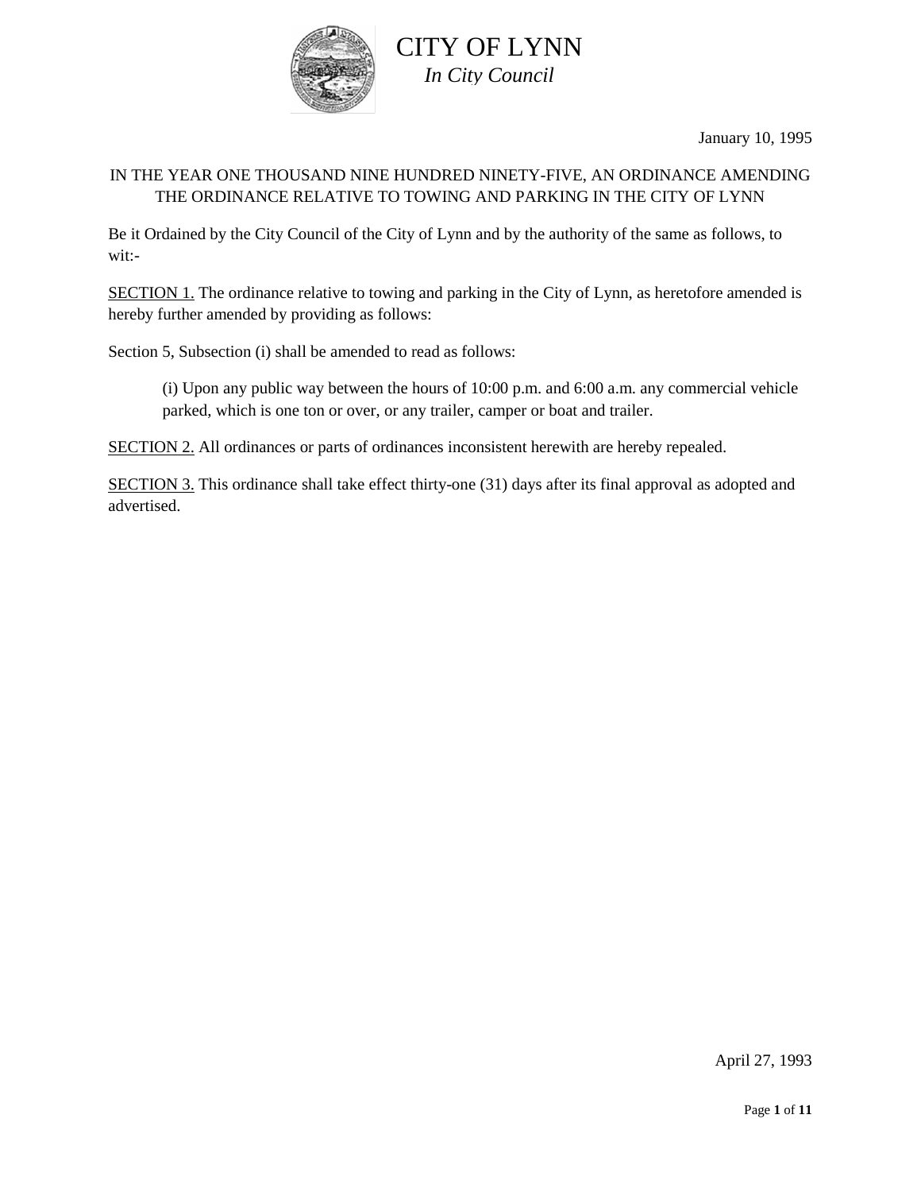# CITY OF LYNN

*In City Council*

January 10, 1995

IN THE YEAR ONE THOUSAND NINE HUNDRED NINETY-FIVE, AN ORDINANCE AMENDING THE ORDINANCE RELATIVE TO TOWING AND PARKING IN THE CITY OF LYNN

Be it Ordained by the City Council of the City of Lynn and by the authority of the same as follows, to wit:-

SECTION 1. The ordinance relative to towing and parking in the City of Lynn, as heretofore amended is hereby further amended by providing as follows:

Section 5, Subsection (i) shall be amended to read as follows:

> (i) Upon any public way between the hours of 10:00 p.m. and 6:00 a.m. any commercial vehicle parked, which is one ton or over, or any trailer, camper or boat and trailer.

SECTION 2. All ordinances or parts of ordinances inconsistent herewith are hereby repealed.

SECTION 3. This ordinance shall take effect thirty-one (31) days after its final approval as adopted and advertised.

April 27, 1993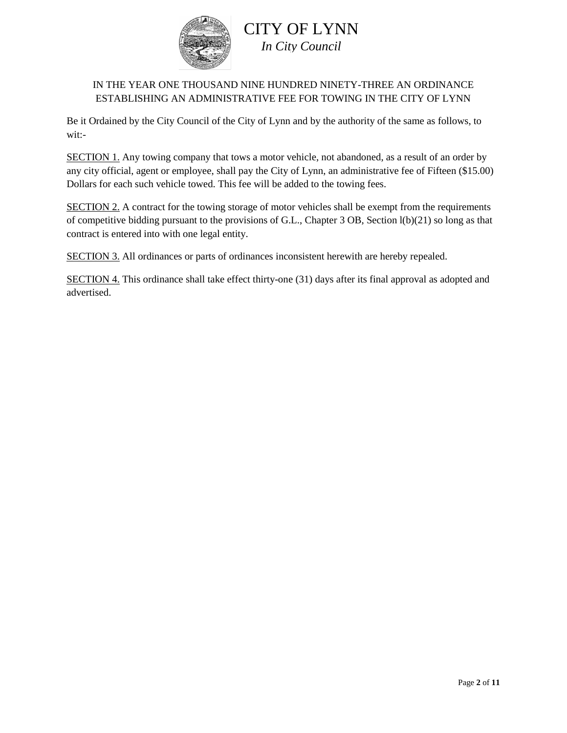# CITY OF LYNN

*In City Council*

IN THE YEAR ONE THOUSAND NINE HUNDRED NINETY-THREE AN ORDINANCE ESTABLISHING AN ADMINISTRATIVE FEE FOR TOWING IN THE CITY OF LYNN

Be it Ordained by the City Council of the City of Lynn and by the authority of the same as follows, to wit:-

<u>SECTION 1.</u> Any towing company that tows a motor vehicle, not abandoned, as a result of an order by any city official, agent or employee, shall pay the City of Lynn, an administrative fee of Fifteen ($15.00) Dollars for each such vehicle towed. This fee will be added to the towing fees.

<u>SECTION 2.</u> A contract for the towing storage of motor vehicles shall be exempt from the requirements of competitive bidding pursuant to the provisions of G.L., Chapter 3 OB, Section l(b)(21) so long as that contract is entered into with one legal entity.

<u>SECTION 3.</u> All ordinances or parts of ordinances inconsistent herewith are hereby repealed.

<u>SECTION 4.</u> This ordinance shall take effect thirty-one (31) days after its final approval as adopted and advertised.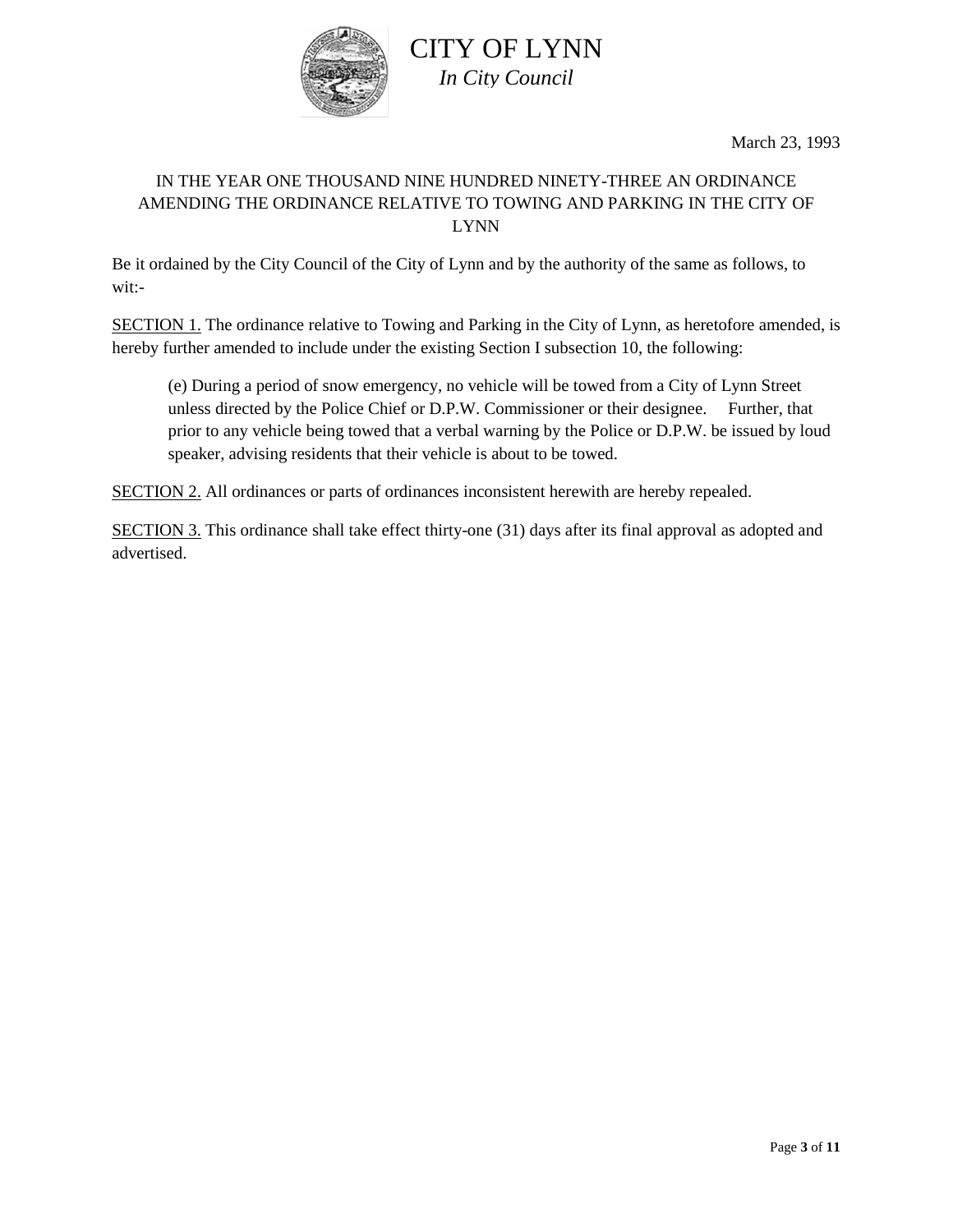# CITY OF LYNN

*In City Council*

March 23, 1993

IN THE YEAR ONE THOUSAND NINE HUNDRED NINETY-THREE AN ORDINANCE AMENDING THE ORDINANCE RELATIVE TO TOWING AND PARKING IN THE CITY OF LYNN

Be it ordained by the City Council of the City of Lynn and by the authority of the same as follows, to wit:-

SECTION 1. The ordinance relative to Towing and Parking in the City of Lynn, as heretofore amended, is hereby further amended to include under the existing Section I subsection 10, the following:

> (e) During a period of snow emergency, no vehicle will be towed from a City of Lynn Street unless directed by the Police Chief or D.P.W. Commissioner or their designee. Further, that prior to any vehicle being towed that a verbal warning by the Police or D.P.W. be issued by loud speaker, advising residents that their vehicle is about to be towed.

SECTION 2. All ordinances or parts of ordinances inconsistent herewith are hereby repealed.

SECTION 3. This ordinance shall take effect thirty-one (31) days after its final approval as adopted and advertised.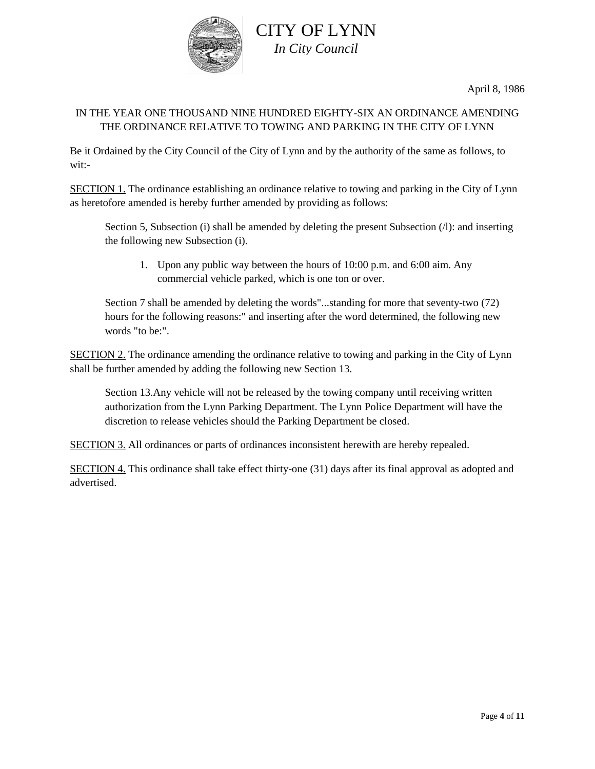# CITY OF LYNN

*In City Council*

April 8, 1986

IN THE YEAR ONE THOUSAND NINE HUNDRED EIGHTY-SIX AN ORDINANCE AMENDING THE ORDINANCE RELATIVE TO TOWING AND PARKING IN THE CITY OF LYNN

Be it Ordained by the City Council of the City of Lynn and by the authority of the same as follows, to wit:-

SECTION 1. The ordinance establishing an ordinance relative to towing and parking in the City of Lynn as heretofore amended is hereby further amended by providing as follows:

> Section 5, Subsection (i) shall be amended by deleting the present Subsection (/l): and inserting the following new Subsection (i).
>
> 1. Upon any public way between the hours of 10:00 p.m. and 6:00 aim. Any commercial vehicle parked, which is one ton or over.
>
> Section 7 shall be amended by deleting the words"...standing for more that seventy-two (72) hours for the following reasons:" and inserting after the word determined, the following new words "to be:".

SECTION 2. The ordinance amending the ordinance relative to towing and parking in the City of Lynn shall be further amended by adding the following new Section 13.

> Section 13.Any vehicle will not be released by the towing company until receiving written authorization from the Lynn Parking Department. The Lynn Police Department will have the discretion to release vehicles should the Parking Department be closed.

SECTION 3. All ordinances or parts of ordinances inconsistent herewith are hereby repealed.

SECTION 4. This ordinance shall take effect thirty-one (31) days after its final approval as adopted and advertised.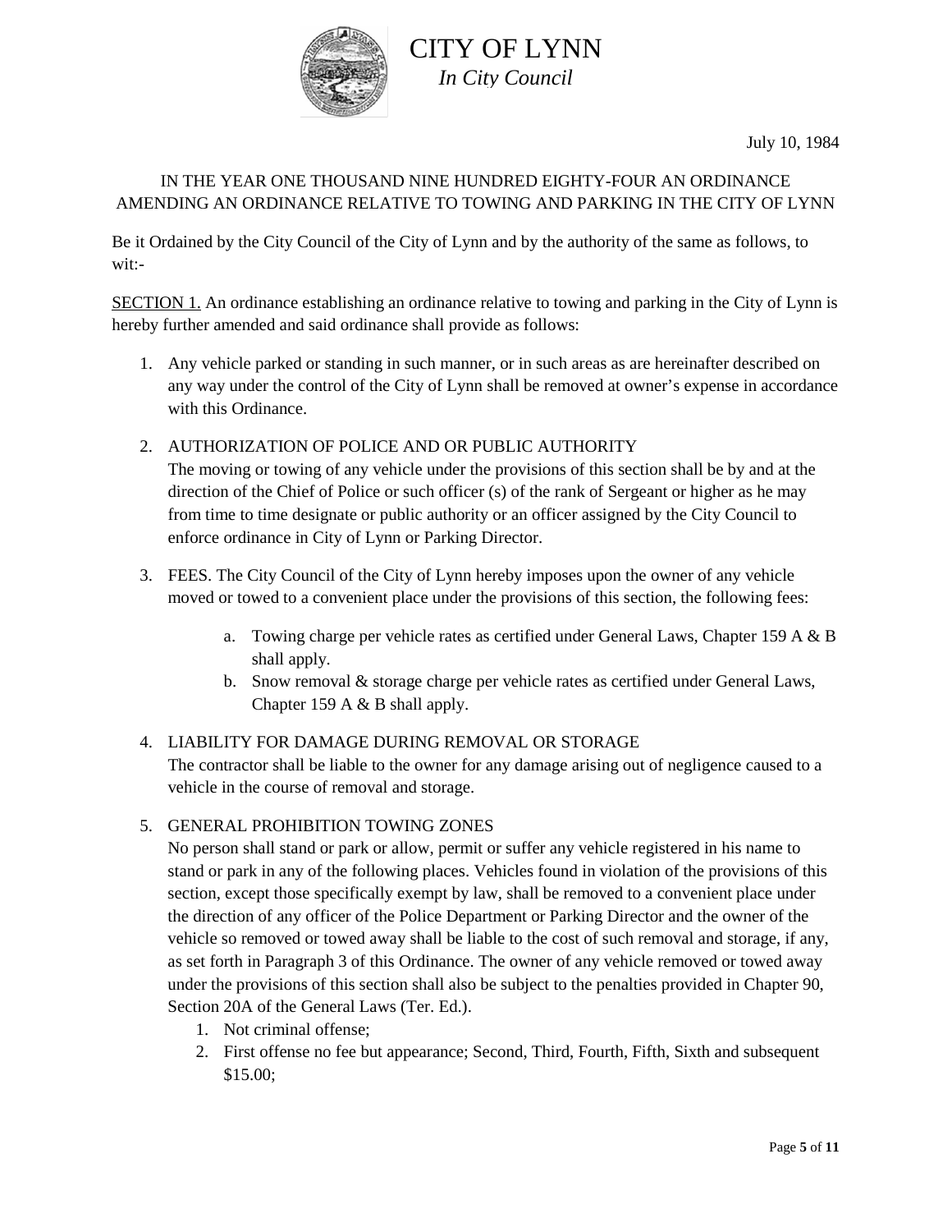# CITY OF LYNN

*In City Council*

July 10, 1984

IN THE YEAR ONE THOUSAND NINE HUNDRED EIGHTY-FOUR AN ORDINANCE AMENDING AN ORDINANCE RELATIVE TO TOWING AND PARKING IN THE CITY OF LYNN

Be it Ordained by the City Council of the City of Lynn and by the authority of the same as follows, to wit:-

SECTION 1. An ordinance establishing an ordinance relative to towing and parking in the City of Lynn is hereby further amended and said ordinance shall provide as follows:

1. Any vehicle parked or standing in such manner, or in such areas as are hereinafter described on any way under the control of the City of Lynn shall be removed at owner's expense in accordance with this Ordinance.

2. AUTHORIZATION OF POLICE AND OR PUBLIC AUTHORITY
   The moving or towing of any vehicle under the provisions of this section shall be by and at the direction of the Chief of Police or such officer (s) of the rank of Sergeant or higher as he may from time to time designate or public authority or an officer assigned by the City Council to enforce ordinance in City of Lynn or Parking Director.

3. FEES. The City Council of the City of Lynn hereby imposes upon the owner of any vehicle moved or towed to a convenient place under the provisions of this section, the following fees:

   a. Towing charge per vehicle rates as certified under General Laws, Chapter 159 A & B shall apply.
   b. Snow removal & storage charge per vehicle rates as certified under General Laws, Chapter 159 A & B shall apply.

4. LIABILITY FOR DAMAGE DURING REMOVAL OR STORAGE
   The contractor shall be liable to the owner for any damage arising out of negligence caused to a vehicle in the course of removal and storage.

5. GENERAL PROHIBITION TOWING ZONES
   No person shall stand or park or allow, permit or suffer any vehicle registered in his name to stand or park in any of the following places. Vehicles found in violation of the provisions of this section, except those specifically exempt by law, shall be removed to a convenient place under the direction of any officer of the Police Department or Parking Director and the owner of the vehicle so removed or towed away shall be liable to the cost of such removal and storage, if any, as set forth in Paragraph 3 of this Ordinance. The owner of any vehicle removed or towed away under the provisions of this section shall also be subject to the penalties provided in Chapter 90, Section 20A of the General Laws (Ter. Ed.).
   1. Not criminal offense;
   2. First offense no fee but appearance; Second, Third, Fourth, Fifth, Sixth and subsequent $15.00;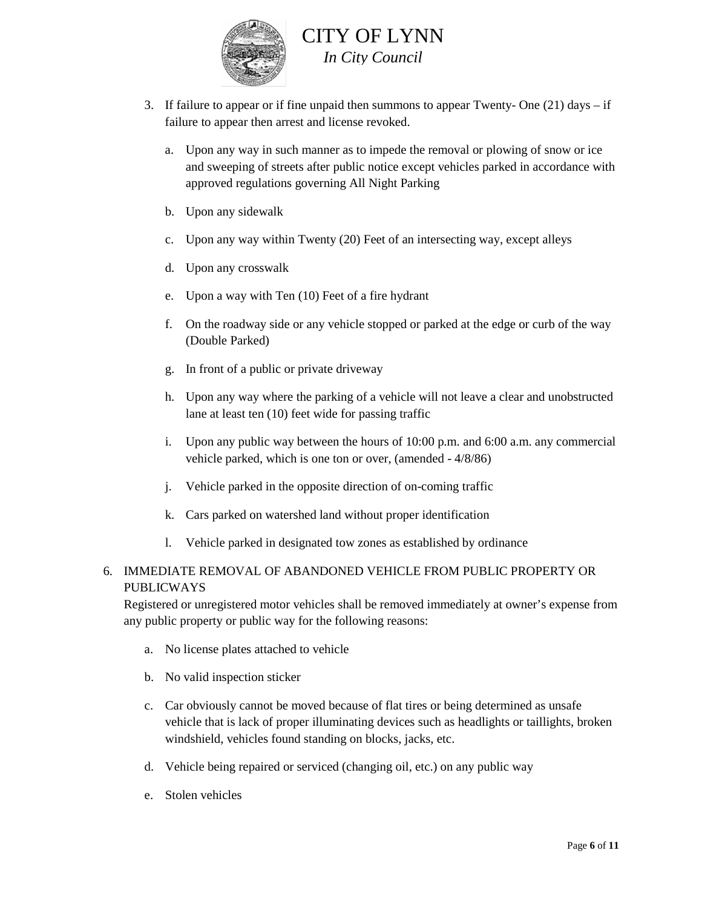3. If failure to appear or if fine unpaid then summons to appear Twenty- One (21) days – if failure to appear then arrest and license revoked.

    a. Upon any way in such manner as to impede the removal or plowing of snow or ice and sweeping of streets after public notice except vehicles parked in accordance with approved regulations governing All Night Parking

    b. Upon any sidewalk

    c. Upon any way within Twenty (20) Feet of an intersecting way, except alleys

    d. Upon any crosswalk

    e. Upon a way with Ten (10) Feet of a fire hydrant

    f. On the roadway side or any vehicle stopped or parked at the edge or curb of the way (Double Parked)

    g. In front of a public or private driveway

    h. Upon any way where the parking of a vehicle will not leave a clear and unobstructed lane at least ten (10) feet wide for passing traffic

    i. Upon any public way between the hours of 10:00 p.m. and 6:00 a.m. any commercial vehicle parked, which is one ton or over, (amended - 4/8/86)

    j. Vehicle parked in the opposite direction of on-coming traffic

    k. Cars parked on watershed land without proper identification

    l. Vehicle parked in designated tow zones as established by ordinance

6. IMMEDIATE REMOVAL OF ABANDONED VEHICLE FROM PUBLIC PROPERTY OR PUBLICWAYS

    Registered or unregistered motor vehicles shall be removed immediately at owner's expense from any public property or public way for the following reasons:

    a. No license plates attached to vehicle

    b. No valid inspection sticker

    c. Car obviously cannot be moved because of flat tires or being determined as unsafe vehicle that is lack of proper illuminating devices such as headlights or taillights, broken windshield, vehicles found standing on blocks, jacks, etc.

    d. Vehicle being repaired or serviced (changing oil, etc.) on any public way

    e. Stolen vehicles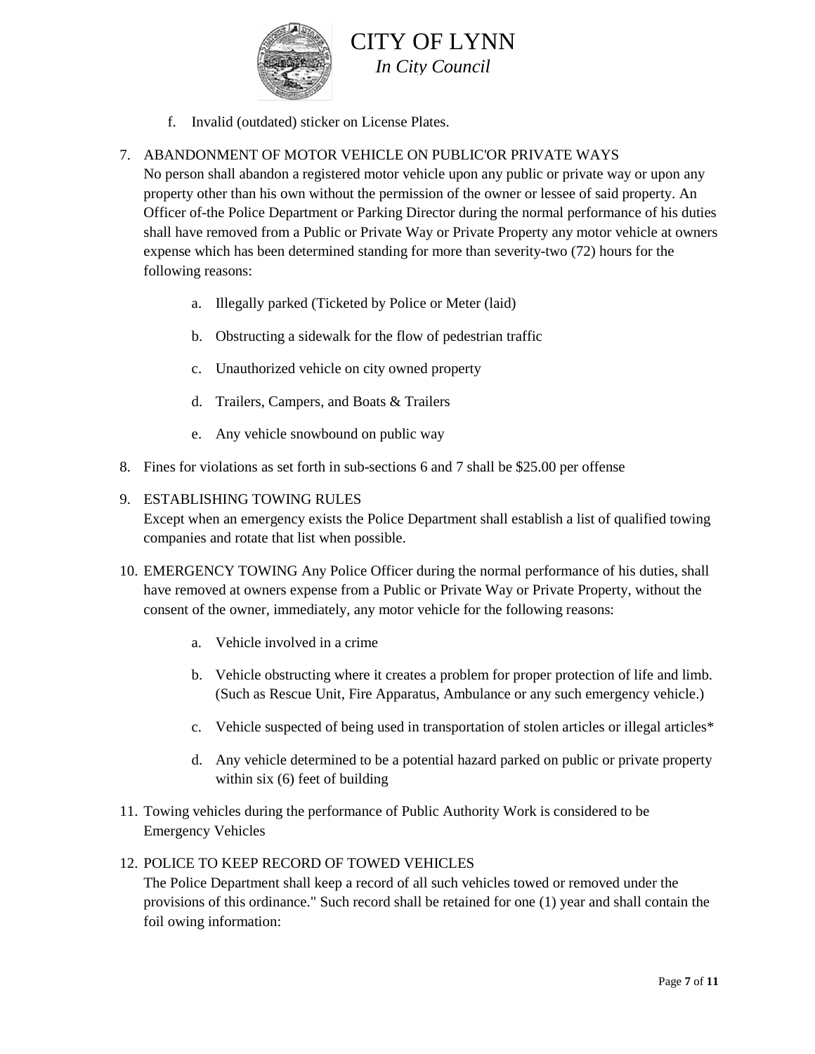f. Invalid (outdated) sticker on License Plates.

7. ABANDONMENT OF MOTOR VEHICLE ON PUBLIC'OR PRIVATE WAYS
   No person shall abandon a registered motor vehicle upon any public or private way or upon any property other than his own without the permission of the owner or lessee of said property. An Officer of-the Police Department or Parking Director during the normal performance of his duties shall have removed from a Public or Private Way or Private Property any motor vehicle at owners expense which has been determined standing for more than severity-two (72) hours for the following reasons:

   a. Illegally parked (Ticketed by Police or Meter (laid)

   b. Obstructing a sidewalk for the flow of pedestrian traffic

   c. Unauthorized vehicle on city owned property

   d. Trailers, Campers, and Boats & Trailers

   e. Any vehicle snowbound on public way

8. Fines for violations as set forth in sub-sections 6 and 7 shall be $25.00 per offense

9. ESTABLISHING TOWING RULES
   Except when an emergency exists the Police Department shall establish a list of qualified towing companies and rotate that list when possible.

10. EMERGENCY TOWING Any Police Officer during the normal performance of his duties, shall have removed at owners expense from a Public or Private Way or Private Property, without the consent of the owner, immediately, any motor vehicle for the following reasons:

    a. Vehicle involved in a crime

    b. Vehicle obstructing where it creates a problem for proper protection of life and limb. (Such as Rescue Unit, Fire Apparatus, Ambulance or any such emergency vehicle.)

    c. Vehicle suspected of being used in transportation of stolen articles or illegal articles*

    d. Any vehicle determined to be a potential hazard parked on public or private property within six (6) feet of building

11. Towing vehicles during the performance of Public Authority Work is considered to be Emergency Vehicles

12. POLICE TO KEEP RECORD OF TOWED VEHICLES
    The Police Department shall keep a record of all such vehicles towed or removed under the provisions of this ordinance." Such record shall be retained for one (1) year and shall contain the foil owing information: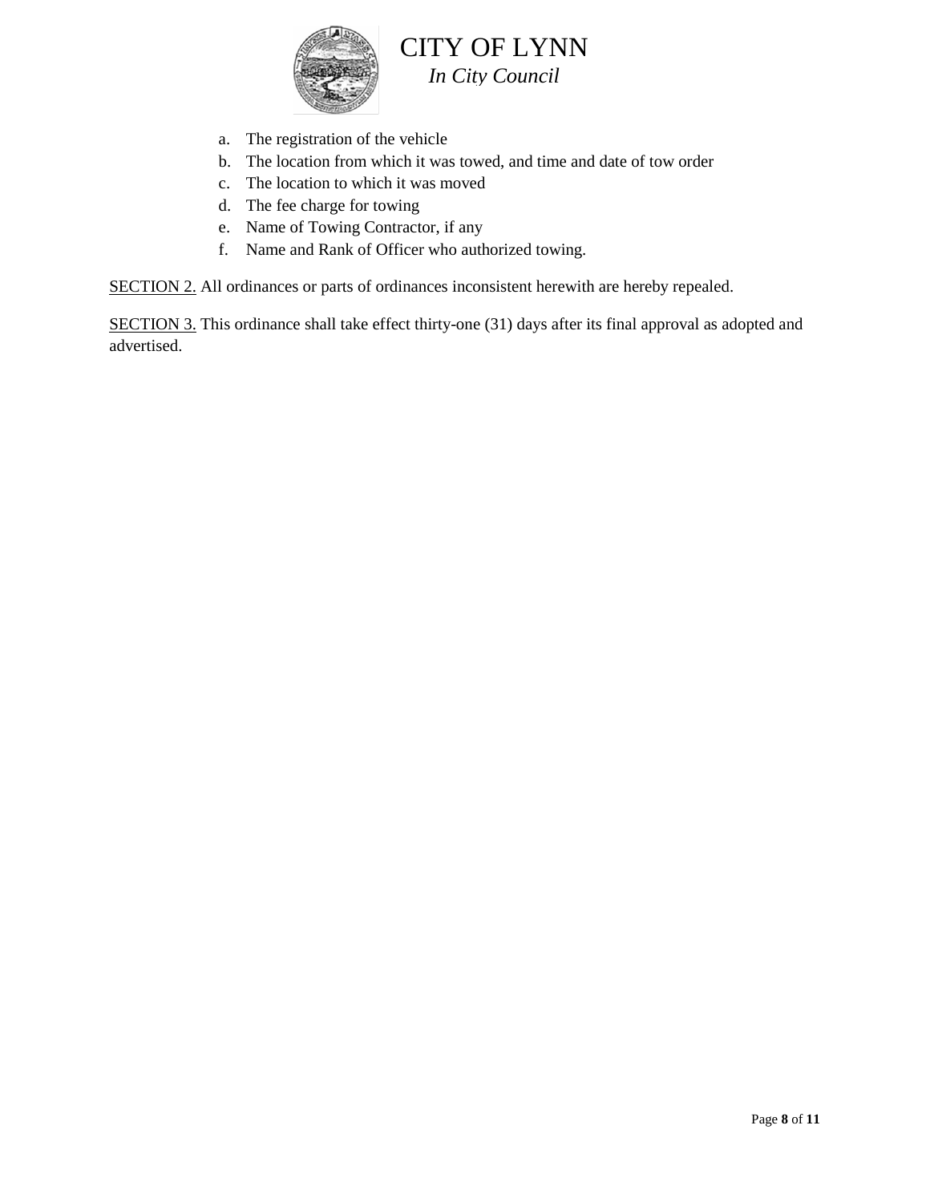a. The registration of the vehicle
b. The location from which it was towed, and time and date of tow order
c. The location to which it was moved
d. The fee charge for towing
e. Name of Towing Contractor, if any
f. Name and Rank of Officer who authorized towing.

<u>SECTION 2.</u> All ordinances or parts of ordinances inconsistent herewith are hereby repealed.

<u>SECTION 3.</u> This ordinance shall take effect thirty-one (31) days after its final approval as adopted and advertised.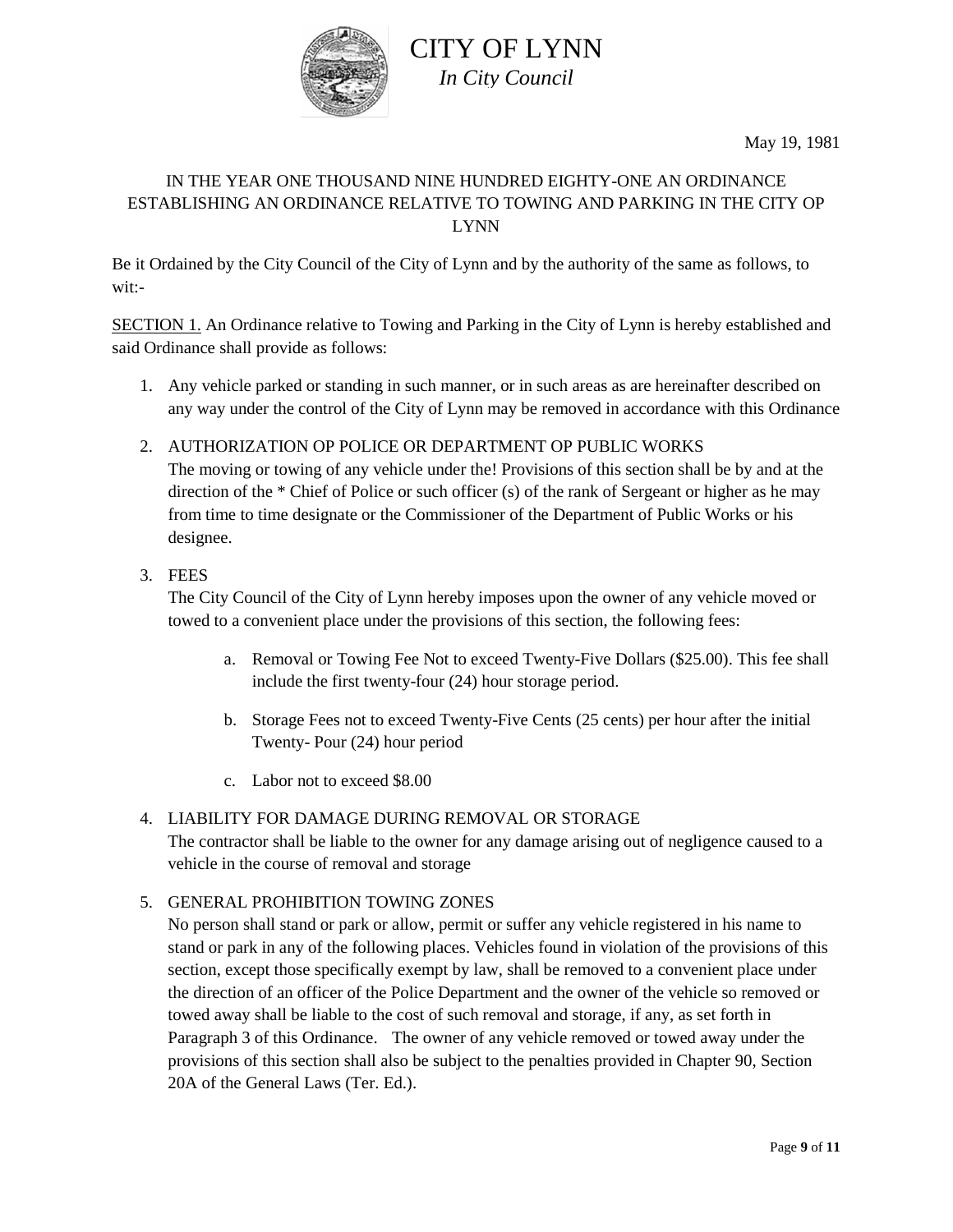# CITY OF LYNN

*In City Council*

May 19, 1981

IN THE YEAR ONE THOUSAND NINE HUNDRED EIGHTY-ONE AN ORDINANCE ESTABLISHING AN ORDINANCE RELATIVE TO TOWING AND PARKING IN THE CITY OP LYNN

Be it Ordained by the City Council of the City of Lynn and by the authority of the same as follows, to wit:-

<u>SECTION 1.</u> An Ordinance relative to Towing and Parking in the City of Lynn is hereby established and said Ordinance shall provide as follows:

1. Any vehicle parked or standing in such manner, or in such areas as are hereinafter described on any way under the control of the City of Lynn may be removed in accordance with this Ordinance

2. AUTHORIZATION OP POLICE OR DEPARTMENT OP PUBLIC WORKS
   The moving or towing of any vehicle under the! Provisions of this section shall be by and at the direction of the * Chief of Police or such officer (s) of the rank of Sergeant or higher as he may from time to time designate or the Commissioner of the Department of Public Works or his designee.

3. FEES
   The City Council of the City of Lynn hereby imposes upon the owner of any vehicle moved or towed to a convenient place under the provisions of this section, the following fees:

   a. Removal or Towing Fee Not to exceed Twenty-Five Dollars ($25.00). This fee shall include the first twenty-four (24) hour storage period.

   b. Storage Fees not to exceed Twenty-Five Cents (25 cents) per hour after the initial Twenty- Pour (24) hour period

   c. Labor not to exceed $8.00

4. LIABILITY FOR DAMAGE DURING REMOVAL OR STORAGE
   The contractor shall be liable to the owner for any damage arising out of negligence caused to a vehicle in the course of removal and storage

5. GENERAL PROHIBITION TOWING ZONES
   No person shall stand or park or allow, permit or suffer any vehicle registered in his name to stand or park in any of the following places. Vehicles found in violation of the provisions of this section, except those specifically exempt by law, shall be removed to a convenient place under the direction of an officer of the Police Department and the owner of the vehicle so removed or towed away shall be liable to the cost of such removal and storage, if any, as set forth in Paragraph 3 of this Ordinance. The owner of any vehicle removed or towed away under the provisions of this section shall also be subject to the penalties provided in Chapter 90, Section 20A of the General Laws (Ter. Ed.).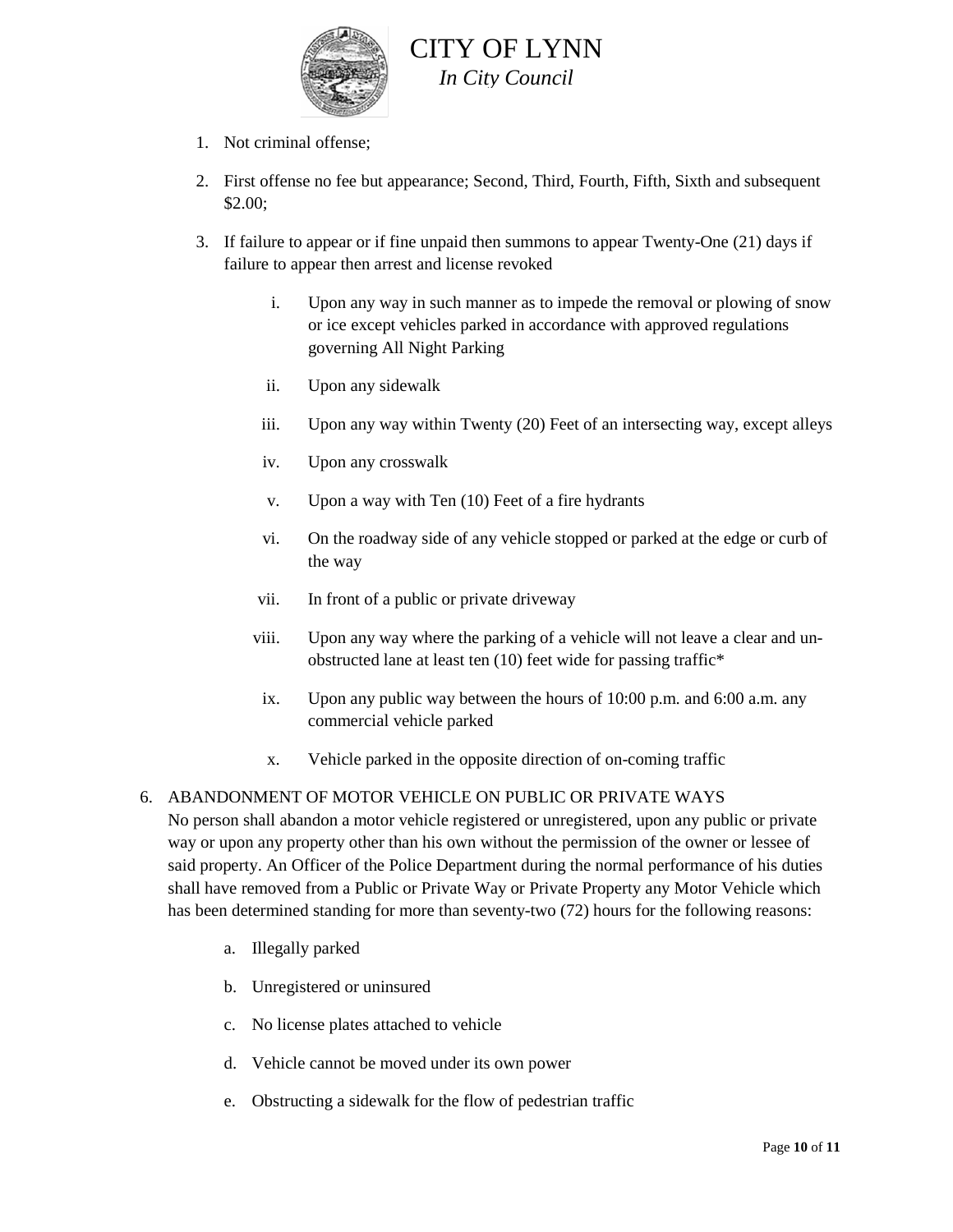1. Not criminal offense;

2. First offense no fee but appearance; Second, Third, Fourth, Fifth, Sixth and subsequent $2.00;

3. If failure to appear or if fine unpaid then summons to appear Twenty-One (21) days if failure to appear then arrest and license revoked

    i. Upon any way in such manner as to impede the removal or plowing of snow or ice except vehicles parked in accordance with approved regulations governing All Night Parking

    ii. Upon any sidewalk

    iii. Upon any way within Twenty (20) Feet of an intersecting way, except alleys

    iv. Upon any crosswalk

    v. Upon a way with Ten (10) Feet of a fire hydrants

    vi. On the roadway side of any vehicle stopped or parked at the edge or curb of the way

    vii. In front of a public or private driveway

    viii. Upon any way where the parking of a vehicle will not leave a clear and un-obstructed lane at least ten (10) feet wide for passing traffic*

    ix. Upon any public way between the hours of 10:00 p.m. and 6:00 a.m. any commercial vehicle parked

    x. Vehicle parked in the opposite direction of on-coming traffic

6. ABANDONMENT OF MOTOR VEHICLE ON PUBLIC OR PRIVATE WAYS
No person shall abandon a motor vehicle registered or unregistered, upon any public or private way or upon any property other than his own without the permission of the owner or lessee of said property. An Officer of the Police Department during the normal performance of his duties shall have removed from a Public or Private Way or Private Property any Motor Vehicle which has been determined standing for more than seventy-two (72) hours for the following reasons:

    a. Illegally parked

    b. Unregistered or uninsured

    c. No license plates attached to vehicle

    d. Vehicle cannot be moved under its own power

    e. Obstructing a sidewalk for the flow of pedestrian traffic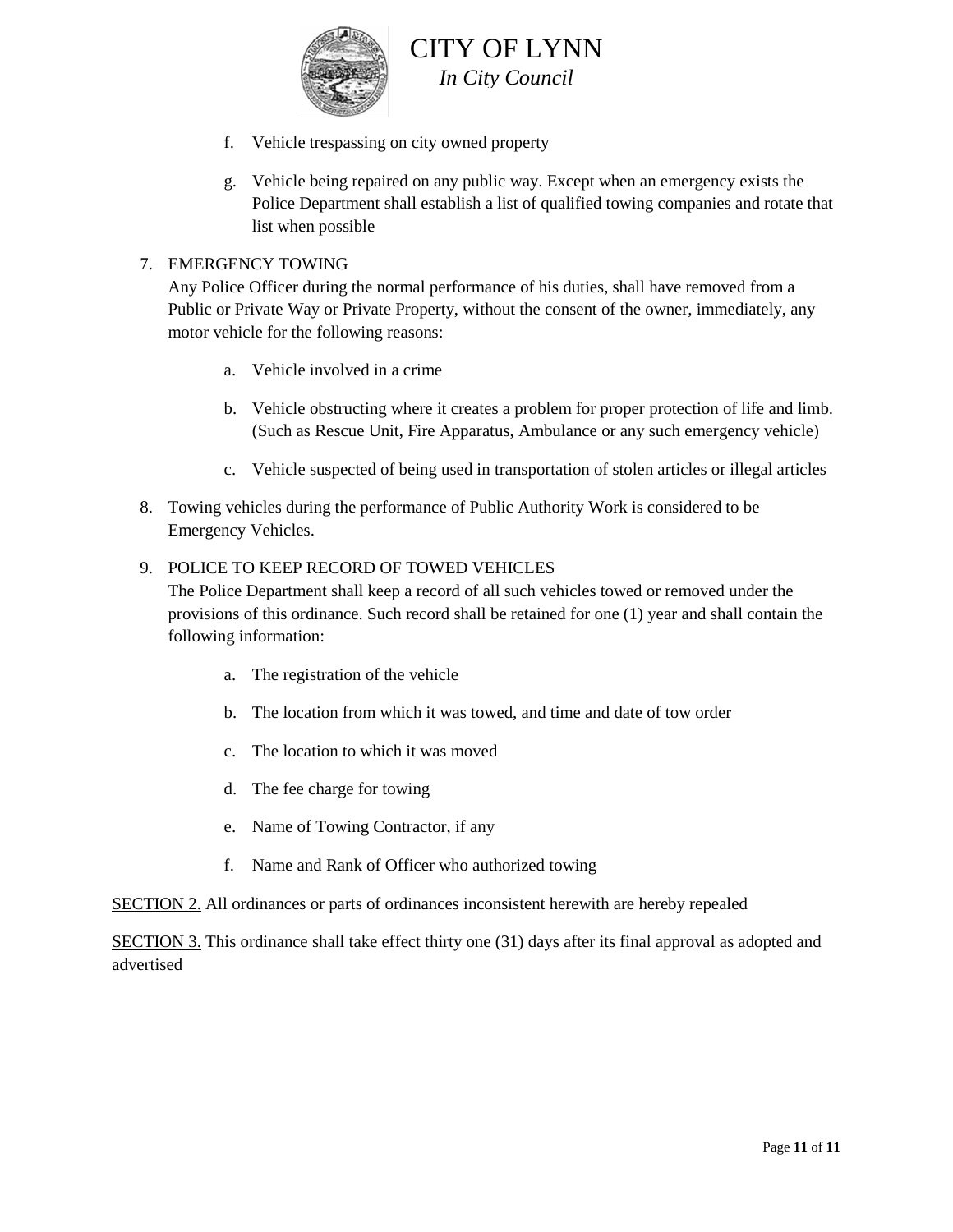f. Vehicle trespassing on city owned property

g. Vehicle being repaired on any public way. Except when an emergency exists the Police Department shall establish a list of qualified towing companies and rotate that list when possible

7. EMERGENCY TOWING
   Any Police Officer during the normal performance of his duties, shall have removed from a Public or Private Way or Private Property, without the consent of the owner, immediately, any motor vehicle for the following reasons:

   a. Vehicle involved in a crime

   b. Vehicle obstructing where it creates a problem for proper protection of life and limb. (Such as Rescue Unit, Fire Apparatus, Ambulance or any such emergency vehicle)

   c. Vehicle suspected of being used in transportation of stolen articles or illegal articles

8. Towing vehicles during the performance of Public Authority Work is considered to be Emergency Vehicles.

9. POLICE TO KEEP RECORD OF TOWED VEHICLES
   The Police Department shall keep a record of all such vehicles towed or removed under the provisions of this ordinance. Such record shall be retained for one (1) year and shall contain the following information:

   a. The registration of the vehicle

   b. The location from which it was towed, and time and date of tow order

   c. The location to which it was moved

   d. The fee charge for towing

   e. Name of Towing Contractor, if any

   f. Name and Rank of Officer who authorized towing

<u>SECTION 2.</u> All ordinances or parts of ordinances inconsistent herewith are hereby repealed

<u>SECTION 3.</u> This ordinance shall take effect thirty one (31) days after its final approval as adopted and advertised